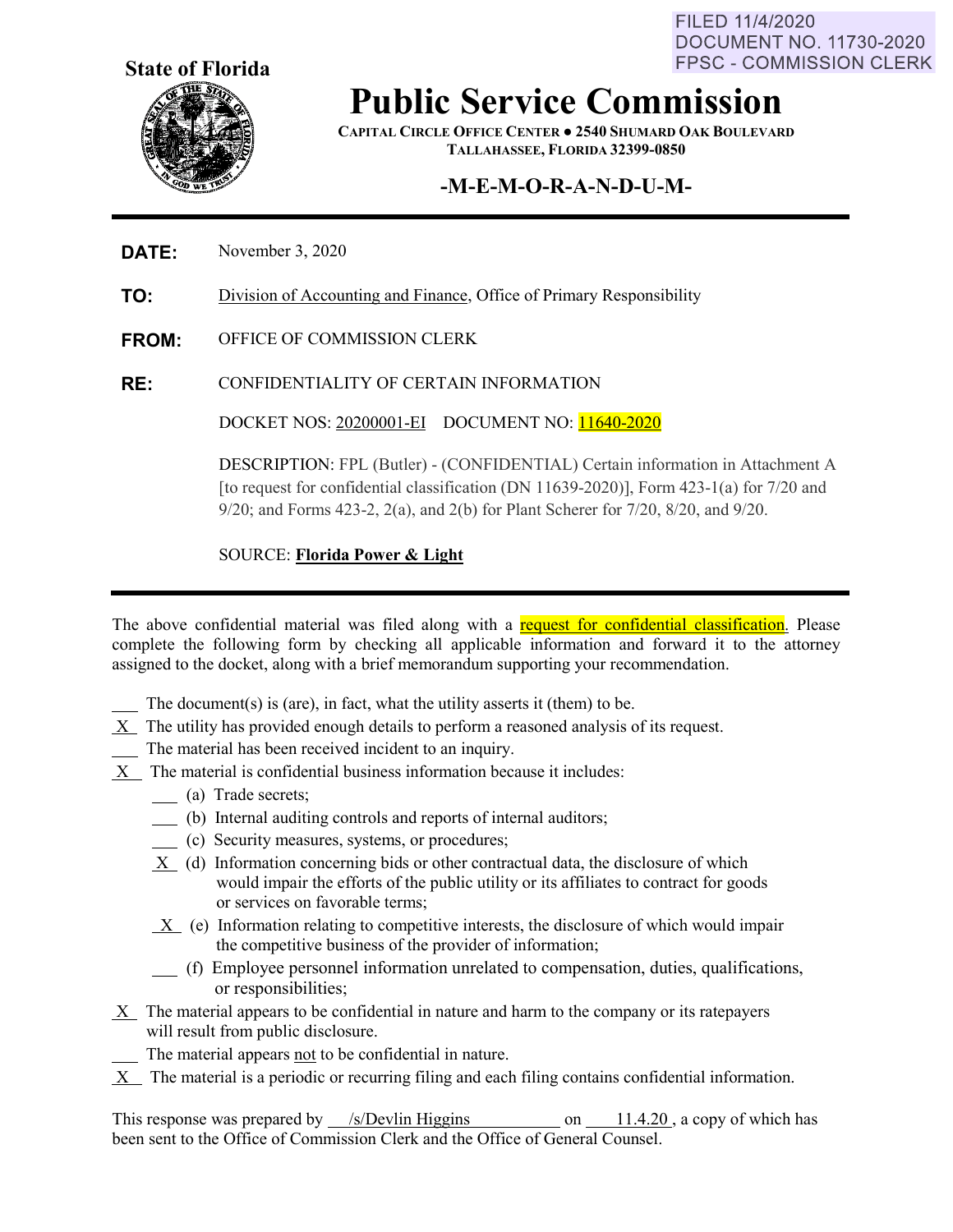FILED 11/4/2020
DOCUMENT NO. 11730-2020
FPSC - COMMISSION CLERK

**State of Florida**

# Public Service Commission

**CAPITAL CIRCLE OFFICE CENTER ● 2540 SHUMARD OAK BOULEVARD**
**TALLAHASSEE, FLORIDA 32399-0850**

## -M-E-M-O-R-A-N-D-U-M-

**DATE:** November 3, 2020

**TO:** Division of Accounting and Finance, Office of Primary Responsibility

**FROM:** OFFICE OF COMMISSION CLERK

**RE:** CONFIDENTIALITY OF CERTAIN INFORMATION

DOCKET NOS: 20200001-EI DOCUMENT NO: 11640-2020

DESCRIPTION: FPL (Butler) - (CONFIDENTIAL) Certain information in Attachment A [to request for confidential classification (DN 11639-2020)], Form 423-1(a) for 7/20 and 9/20; and Forms 423-2, 2(a), and 2(b) for Plant Scherer for 7/20, 8/20, and 9/20.

SOURCE: **Florida Power & Light**

---

The above confidential material was filed along with a request for confidential classification. Please complete the following form by checking all applicable information and forward it to the attorney assigned to the docket, along with a brief memorandum supporting your recommendation.

\_\_\_ The document(s) is (are), in fact, what the utility asserts it (them) to be.
\_X\_ The utility has provided enough details to perform a reasoned analysis of its request.
\_\_\_ The material has been received incident to an inquiry.
\_X\_ The material is confidential business information because it includes:

- \_\_\_ (a) Trade secrets;
- \_\_\_ (b) Internal auditing controls and reports of internal auditors;
- \_\_\_ (c) Security measures, systems, or procedures;
- \_X\_ (d) Information concerning bids or other contractual data, the disclosure of which would impair the efforts of the public utility or its affiliates to contract for goods or services on favorable terms;
- \_X\_ (e) Information relating to competitive interests, the disclosure of which would impair the competitive business of the provider of information;
- \_\_\_ (f) Employee personnel information unrelated to compensation, duties, qualifications, or responsibilities;

\_X\_ The material appears to be confidential in nature and harm to the company or its ratepayers will result from public disclosure.
\_\_\_ The material appears not to be confidential in nature.
\_X\_ The material is a periodic or recurring filing and each filing contains confidential information.

This response was prepared by /s/Devlin Higgins on 11.4.20, a copy of which has been sent to the Office of Commission Clerk and the Office of General Counsel.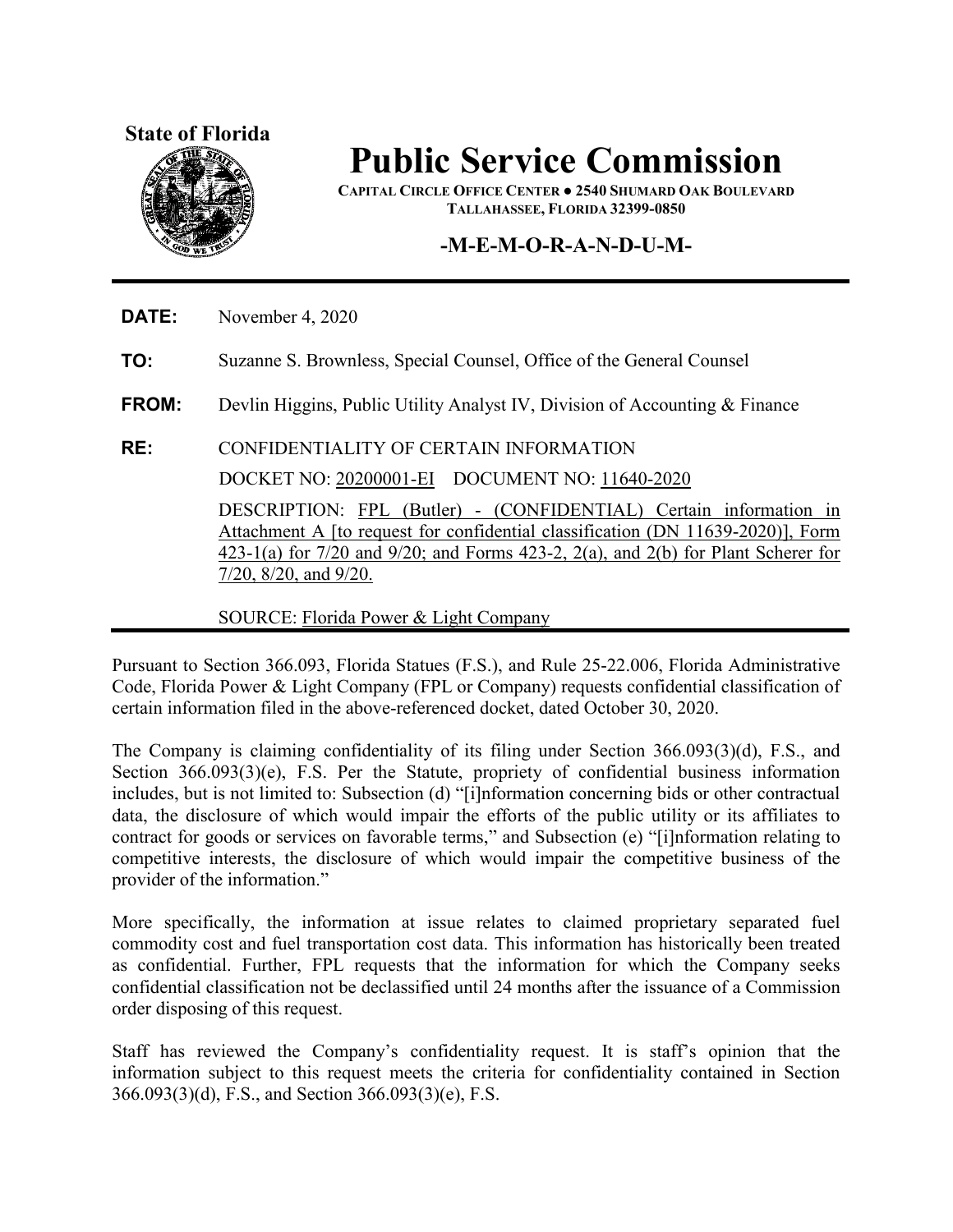**State of Florida**

# Public Service Commission

CAPITAL CIRCLE OFFICE CENTER ● 2540 SHUMARD OAK BOULEVARD
TALLAHASSEE, FLORIDA 32399-0850

## -M-E-M-O-R-A-N-D-U-M-

**DATE:** November 4, 2020

**TO:** Suzanne S. Brownless, Special Counsel, Office of the General Counsel

**FROM:** Devlin Higgins, Public Utility Analyst IV, Division of Accounting & Finance

**RE:** CONFIDENTIALITY OF CERTAIN INFORMATION

DOCKET NO: 20200001-EI DOCUMENT NO: 11640-2020

DESCRIPTION: FPL (Butler) - (CONFIDENTIAL) Certain information in Attachment A [to request for confidential classification (DN 11639-2020)], Form 423-1(a) for 7/20 and 9/20; and Forms 423-2, 2(a), and 2(b) for Plant Scherer for 7/20, 8/20, and 9/20.

SOURCE: Florida Power & Light Company

Pursuant to Section 366.093, Florida Statues (F.S.), and Rule 25-22.006, Florida Administrative Code, Florida Power & Light Company (FPL or Company) requests confidential classification of certain information filed in the above-referenced docket, dated October 30, 2020.

The Company is claiming confidentiality of its filing under Section 366.093(3)(d), F.S., and Section 366.093(3)(e), F.S. Per the Statute, propriety of confidential business information includes, but is not limited to: Subsection (d) "[i]nformation concerning bids or other contractual data, the disclosure of which would impair the efforts of the public utility or its affiliates to contract for goods or services on favorable terms," and Subsection (e) "[i]nformation relating to competitive interests, the disclosure of which would impair the competitive business of the provider of the information."

More specifically, the information at issue relates to claimed proprietary separated fuel commodity cost and fuel transportation cost data. This information has historically been treated as confidential. Further, FPL requests that the information for which the Company seeks confidential classification not be declassified until 24 months after the issuance of a Commission order disposing of this request.

Staff has reviewed the Company's confidentiality request. It is staff's opinion that the information subject to this request meets the criteria for confidentiality contained in Section 366.093(3)(d), F.S., and Section 366.093(3)(e), F.S.